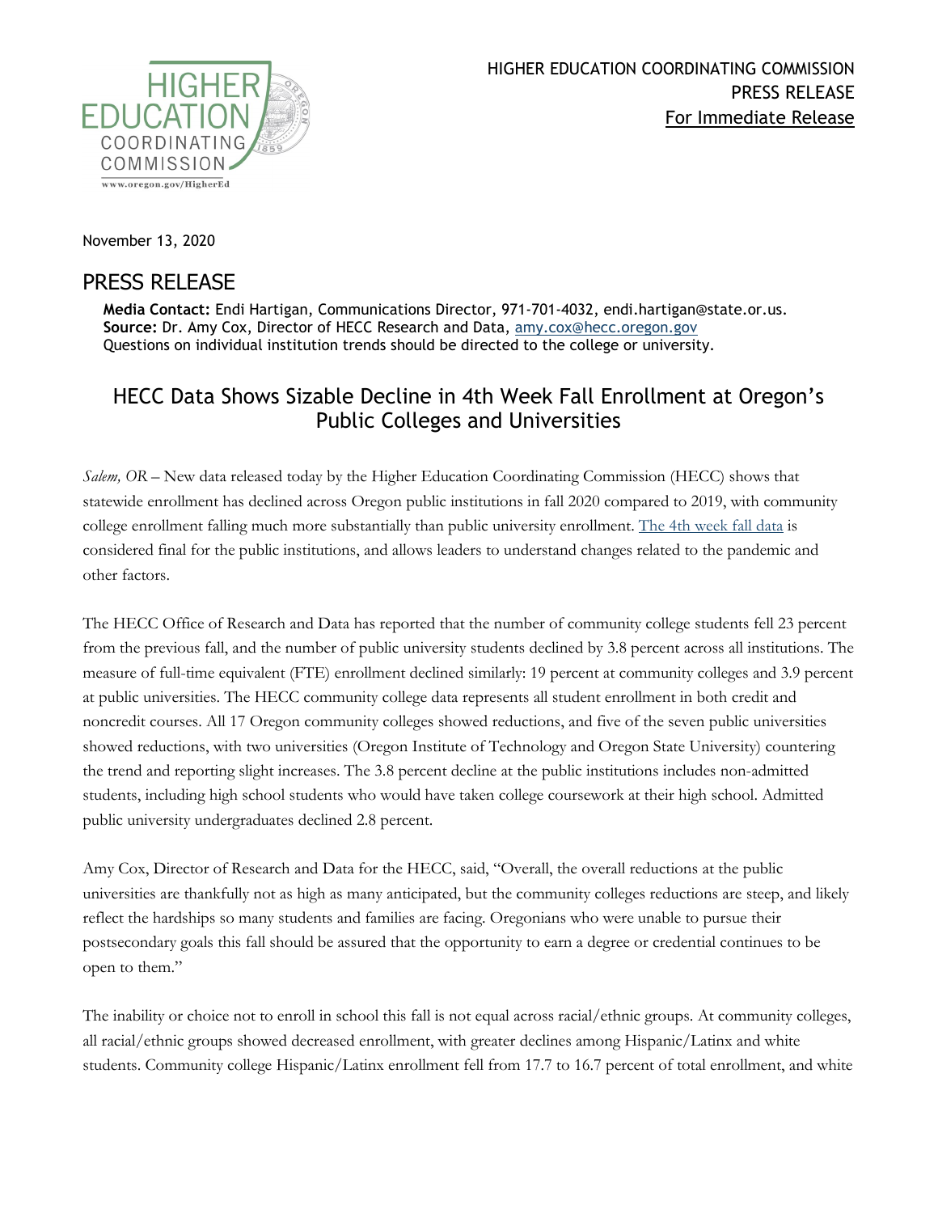HIGHER EDUCATION COORDINATING COMMISSION
PRESS RELEASE
For Immediate Release

November 13, 2020

# PRESS RELEASE

**Media Contact:** Endi Hartigan, Communications Director, 971-701-4032, endi.hartigan@state.or.us.
**Source:** Dr. Amy Cox, Director of HECC Research and Data, amy.cox@hecc.oregon.gov
Questions on individual institution trends should be directed to the college or university.

## HECC Data Shows Sizable Decline in 4th Week Fall Enrollment at Oregon's Public Colleges and Universities

*Salem, OR* – New data released today by the Higher Education Coordinating Commission (HECC) shows that statewide enrollment has declined across Oregon public institutions in fall 2020 compared to 2019, with community college enrollment falling much more substantially than public university enrollment. The 4th week fall data is considered final for the public institutions, and allows leaders to understand changes related to the pandemic and other factors.

The HECC Office of Research and Data has reported that the number of community college students fell 23 percent from the previous fall, and the number of public university students declined by 3.8 percent across all institutions. The measure of full-time equivalent (FTE) enrollment declined similarly: 19 percent at community colleges and 3.9 percent at public universities. The HECC community college data represents all student enrollment in both credit and noncredit courses. All 17 Oregon community colleges showed reductions, and five of the seven public universities showed reductions, with two universities (Oregon Institute of Technology and Oregon State University) countering the trend and reporting slight increases. The 3.8 percent decline at the public institutions includes non-admitted students, including high school students who would have taken college coursework at their high school. Admitted public university undergraduates declined 2.8 percent.

Amy Cox, Director of Research and Data for the HECC, said, "Overall, the overall reductions at the public universities are thankfully not as high as many anticipated, but the community colleges reductions are steep, and likely reflect the hardships so many students and families are facing. Oregonians who were unable to pursue their postsecondary goals this fall should be assured that the opportunity to earn a degree or credential continues to be open to them."

The inability or choice not to enroll in school this fall is not equal across racial/ethnic groups. At community colleges, all racial/ethnic groups showed decreased enrollment, with greater declines among Hispanic/Latinx and white students. Community college Hispanic/Latinx enrollment fell from 17.7 to 16.7 percent of total enrollment, and white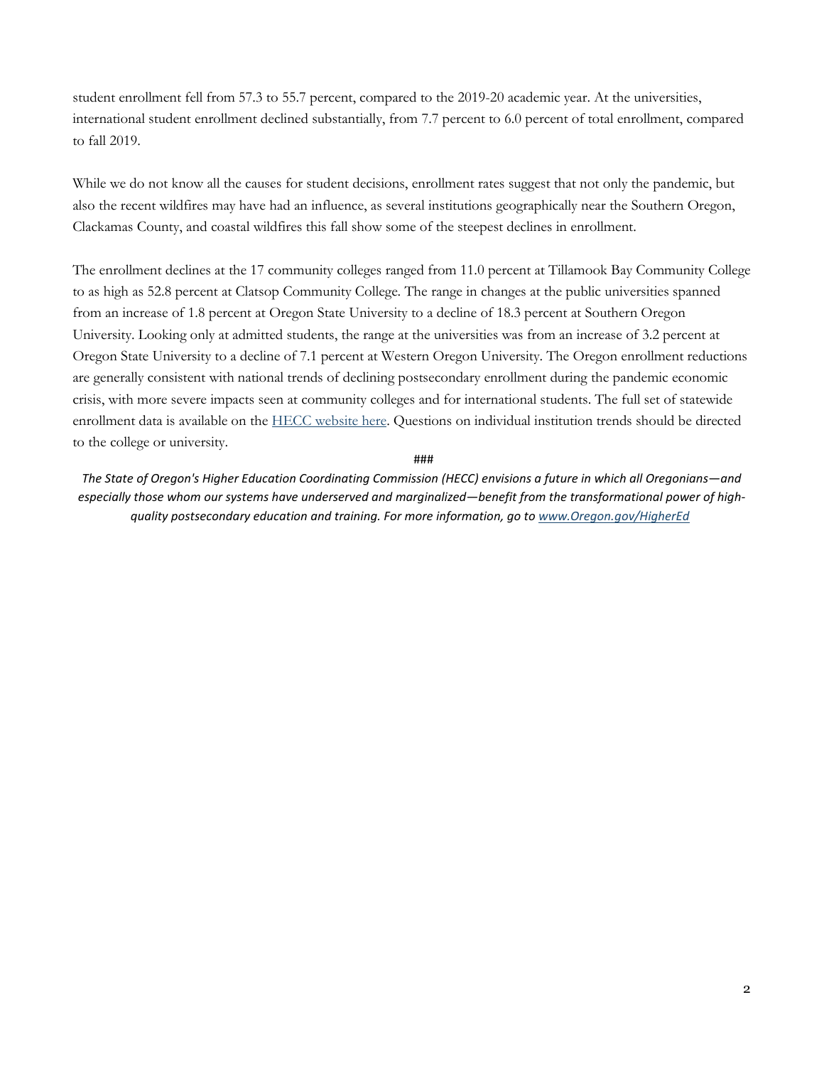student enrollment fell from 57.3 to 55.7 percent, compared to the 2019-20 academic year. At the universities, international student enrollment declined substantially, from 7.7 percent to 6.0 percent of total enrollment, compared to fall 2019.

While we do not know all the causes for student decisions, enrollment rates suggest that not only the pandemic, but also the recent wildfires may have had an influence, as several institutions geographically near the Southern Oregon, Clackamas County, and coastal wildfires this fall show some of the steepest declines in enrollment.

The enrollment declines at the 17 community colleges ranged from 11.0 percent at Tillamook Bay Community College to as high as 52.8 percent at Clatsop Community College. The range in changes at the public universities spanned from an increase of 1.8 percent at Oregon State University to a decline of 18.3 percent at Southern Oregon University. Looking only at admitted students, the range at the universities was from an increase of 3.2 percent at Oregon State University to a decline of 7.1 percent at Western Oregon University. The Oregon enrollment reductions are generally consistent with national trends of declining postsecondary enrollment during the pandemic economic crisis, with more severe impacts seen at community colleges and for international students. The full set of statewide enrollment data is available on the [HECC website here](). Questions on individual institution trends should be directed to the college or university.

###

*The State of Oregon's Higher Education Coordinating Commission (HECC) envisions a future in which all Oregonians—and especially those whom our systems have underserved and marginalized—benefit from the transformational power of high-quality postsecondary education and training. For more information, go to [www.Oregon.gov/HigherEd](www.Oregon.gov/HigherEd)*